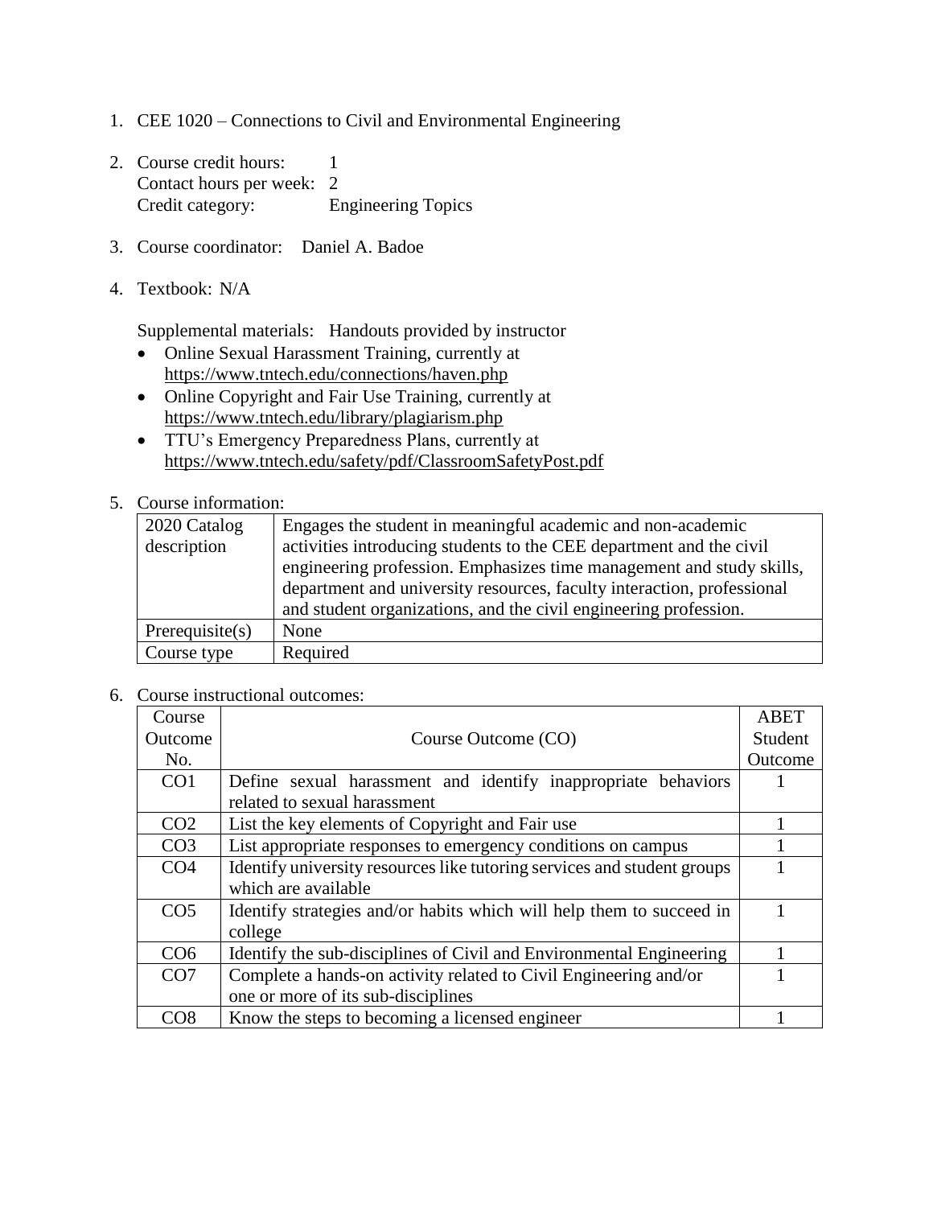1. CEE 1020 – Connections to Civil and Environmental Engineering

2. Course credit hours: 1
   Contact hours per week: 2
   Credit category: Engineering Topics

3. Course coordinator: Daniel A. Badoe

4. Textbook: N/A

   Supplemental materials: Handouts provided by instructor

   - Online Sexual Harassment Training, currently at https://www.tntech.edu/connections/haven.php
   - Online Copyright and Fair Use Training, currently at https://www.tntech.edu/library/plagiarism.php
   - TTU's Emergency Preparedness Plans, currently at https://www.tntech.edu/safety/pdf/ClassroomSafetyPost.pdf

5. Course information:

| 2020 Catalog description | Engages the student in meaningful academic and non-academic activities introducing students to the CEE department and the civil engineering profession. Emphasizes time management and study skills, department and university resources, faculty interaction, professional and student organizations, and the civil engineering profession. |
|---|---|
| Prerequisite(s) | None |
| Course type | Required |

6. Course instructional outcomes:

| Course Outcome No. | Course Outcome (CO) | ABET Student Outcome |
|---|---|---|
| CO1 | Define sexual harassment and identify inappropriate behaviors related to sexual harassment | 1 |
| CO2 | List the key elements of Copyright and Fair use | 1 |
| CO3 | List appropriate responses to emergency conditions on campus | 1 |
| CO4 | Identify university resources like tutoring services and student groups which are available | 1 |
| CO5 | Identify strategies and/or habits which will help them to succeed in college | 1 |
| CO6 | Identify the sub-disciplines of Civil and Environmental Engineering | 1 |
| CO7 | Complete a hands-on activity related to Civil Engineering and/or one or more of its sub-disciplines | 1 |
| CO8 | Know the steps to becoming a licensed engineer | 1 |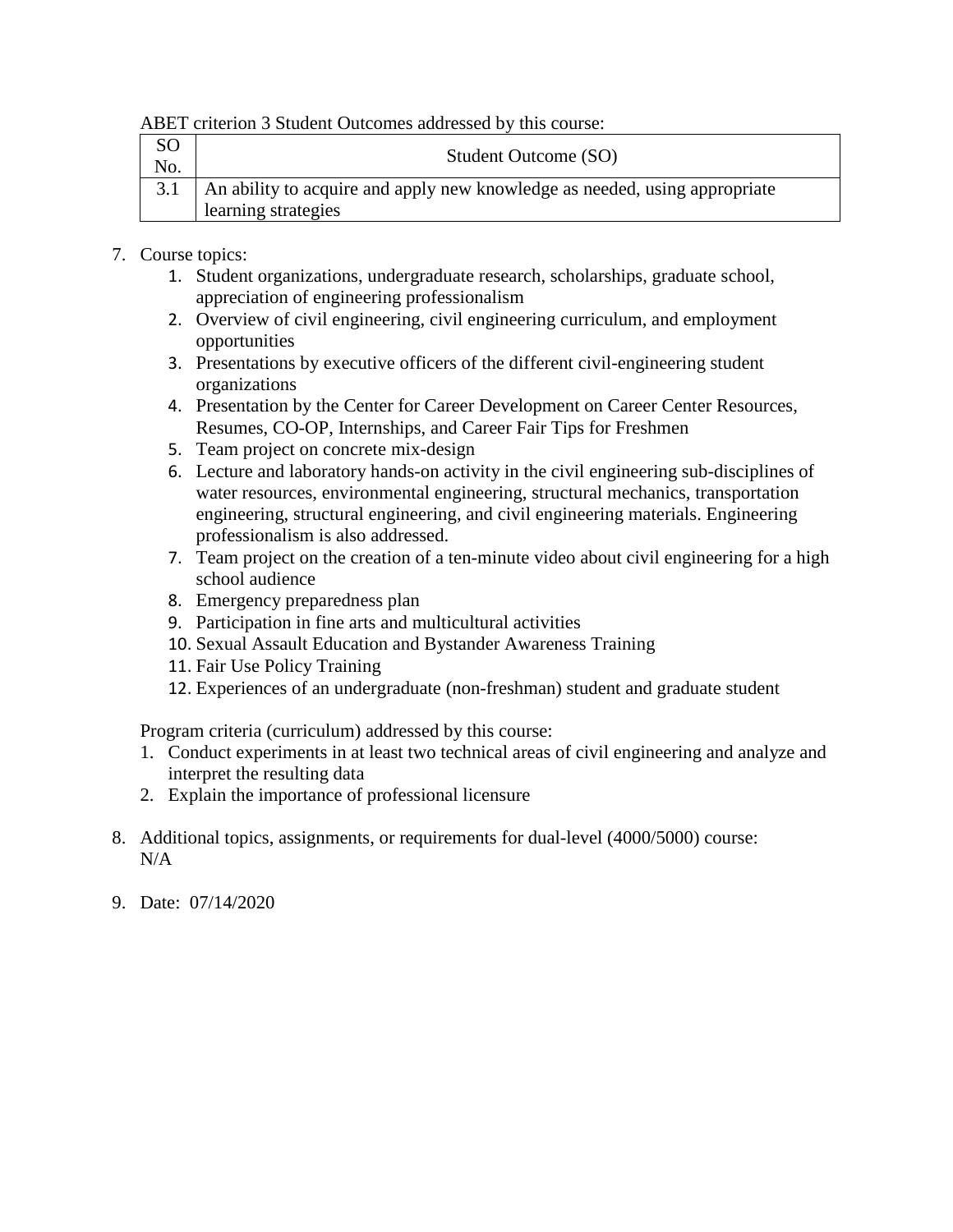ABET criterion 3 Student Outcomes addressed by this course:

| SO No. | Student Outcome (SO) |
| --- | --- |
| 3.1 | An ability to acquire and apply new knowledge as needed, using appropriate learning strategies |

7. Course topics:
    1. Student organizations, undergraduate research, scholarships, graduate school, appreciation of engineering professionalism
    2. Overview of civil engineering, civil engineering curriculum, and employment opportunities
    3. Presentations by executive officers of the different civil-engineering student organizations
    4. Presentation by the Center for Career Development on Career Center Resources, Resumes, CO-OP, Internships, and Career Fair Tips for Freshmen
    5. Team project on concrete mix-design
    6. Lecture and laboratory hands-on activity in the civil engineering sub-disciplines of water resources, environmental engineering, structural mechanics, transportation engineering, structural engineering, and civil engineering materials. Engineering professionalism is also addressed.
    7. Team project on the creation of a ten-minute video about civil engineering for a high school audience
    8. Emergency preparedness plan
    9. Participation in fine arts and multicultural activities
    10. Sexual Assault Education and Bystander Awareness Training
    11. Fair Use Policy Training
    12. Experiences of an undergraduate (non-freshman) student and graduate student

    Program criteria (curriculum) addressed by this course:
    1. Conduct experiments in at least two technical areas of civil engineering and analyze and interpret the resulting data
    2. Explain the importance of professional licensure

8. Additional topics, assignments, or requirements for dual-level (4000/5000) course:
   N/A

9. Date: 07/14/2020